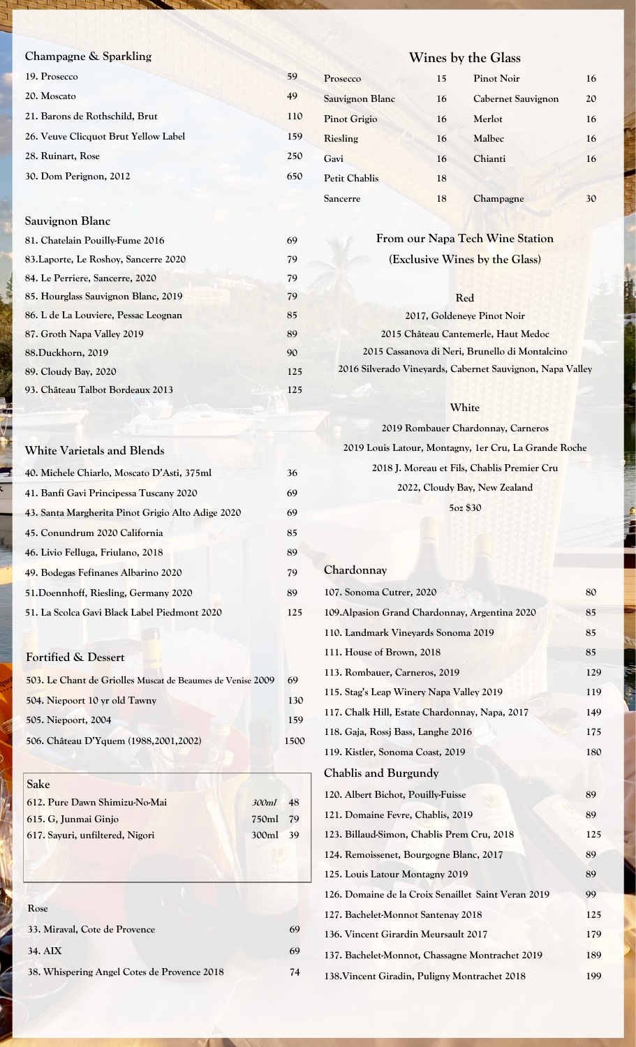## Champagne & Sparkling

| Item | Price |
|---|---|
| 19. Prosecco | 59 |
| 20. Moscato | 49 |
| 21. Barons de Rothschild, Brut | 110 |
| 26. Veuve Clicquot Brut Yellow Label | 159 |
| 28. Ruinart, Rose | 250 |
| 30. Dom Perignon, 2012 | 650 |

## Sauvignon Blanc

| Item | Price |
|---|---|
| 81. Chatelain Pouilly-Fume 2016 | 69 |
| 83.Laporte, Le Roshoy, Sancerre 2020 | 79 |
| 84. Le Perriere, Sancerre, 2020 | 79 |
| 85. Hourglass Sauvignon Blanc, 2019 | 79 |
| 86. L de La Louviere, Pessac Leognan | 85 |
| 87. Groth Napa Valley 2019 | 89 |
| 88.Duckhorn, 2019 | 90 |
| 89. Cloudy Bay, 2020 | 125 |
| 93. Château Talbot Bordeaux 2013 | 125 |

## White Varietals and Blends

| Item | Price |
|---|---|
| 40. Michele Chiarlo, Moscato D'Asti, 375ml | 36 |
| 41. Banfi Gavi Principessa Tuscany 2020 | 69 |
| 43. Santa Margherita Pinot Grigio Alto Adige 2020 | 69 |
| 45. Conundrum 2020 California | 85 |
| 46. Livio Felluga, Friulano, 2018 | 89 |
| 49. Bodegas Fefinanes Albarino 2020 | 79 |
| 51.Doennhoff, Riesling, Germany 2020 | 89 |
| 51. La Scolca Gavi Black Label Piedmont 2020 | 125 |

## Fortified & Dessert

| Item | Price |
|---|---|
| 503. Le Chant de Griolles Muscat de Beaumes de Venise 2009 | 69 |
| 504. Niepoort 10 yr old Tawny | 130 |
| 505. Niepoort, 2004 | 159 |
| 506. Château D'Yquem (1988,2001,2002) | 1500 |

## Sake

| Item | Size | Price |
|---|---|---|
| 612. Pure Dawn Shimizu-No-Mai | *300ml* | 48 |
| 615. G, Junmai Ginjo | 750ml | 79 |
| 617. Sayuri, unfiltered, Nigori | 300ml | 39 |

## Rose

| Item | Price |
|---|---|
| 33. Miraval, Cote de Provence | 69 |
| 34. AIX | 69 |
| 38. Whispering Angel Cotes de Provence 2018 | 74 |

## Wines by the Glass

| Wine | Price | Wine | Price |
|---|---|---|---|
| Prosecco | 15 | Pinot Noir | 16 |
| Sauvignon Blanc | 16 | Cabernet Sauvignon | 20 |
| Pinot Grigio | 16 | Merlot | 16 |
| Riesling | 16 | Malbec | 16 |
| Gavi | 16 | Chianti | 16 |
| Petit Chablis | 18 | | |
| Sancerre | 18 | Champagne | 30 |

## From our Napa Tech Wine Station

**(Exclusive Wines by the Glass)**

### Red

2017, Goldeneye Pinot Noir

2015 Château Cantemerle, Haut Medoc

2015 Cassanova di Neri, Brunello di Montalcino

2016 Silverado Vineyards, Cabernet Sauvignon, Napa Valley

### White

2019 Rombauer Chardonnay, Carneros

2019 Louis Latour, Montagny, 1er Cru, La Grande Roche

2018 J. Moreau et Fils, Chablis Premier Cru

2022, Cloudy Bay, New Zealand

5oz $30

## Chardonnay

| Item | Price |
|---|---|
| 107. Sonoma Cutrer, 2020 | 80 |
| 109.Alpasion Grand Chardonnay, Argentina 2020 | 85 |
| 110. Landmark Vineyards Sonoma 2019 | 85 |
| 111. House of Brown, 2018 | 85 |
| 113. Rombauer, Carneros, 2019 | 129 |
| 115. Stag's Leap Winery Napa Valley 2019 | 119 |
| 117. Chalk Hill, Estate Chardonnay, Napa, 2017 | 149 |
| 118. Gaja, Rossj Bass, Langhe 2016 | 175 |
| 119. Kistler, Sonoma Coast, 2019 | 180 |

## Chablis and Burgundy

| Item | Price |
|---|---|
| 120. Albert Bichot, Pouilly-Fuisse | 89 |
| 121. Domaine Fevre, Chablis, 2019 | 89 |
| 123. Billaud-Simon, Chablis Prem Cru, 2018 | 125 |
| 124. Remoissenet, Bourgogne Blanc, 2017 | 89 |
| 125. Louis Latour Montagny 2019 | 89 |
| 126. Domaine de la Croix Senaillet Saint Veran 2019 | 99 |
| 127. Bachelet-Monnot Santenay 2018 | 125 |
| 136. Vincent Girardin Meursault 2017 | 179 |
| 137. Bachelet-Monnot, Chassagne Montrachet 2019 | 189 |
| 138.Vincent Giradin, Puligny Montrachet 2018 | 199 |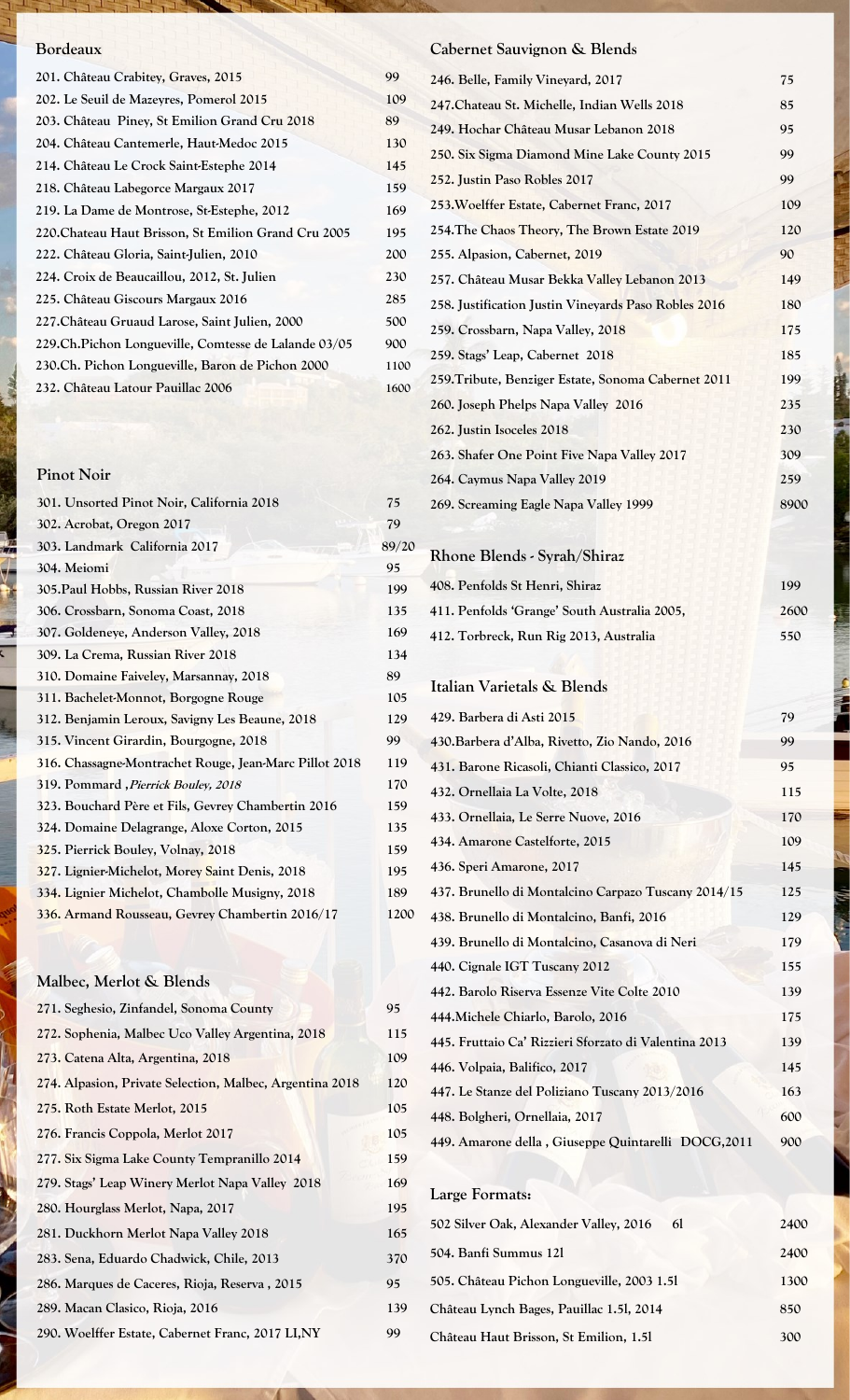## Bordeaux

| | |
|---|---|
| 201. Château Crabitey, Graves, 2015 | 99 |
| 202. Le Seuil de Mazeyres, Pomerol 2015 | 109 |
| 203. Château Piney, St Emilion Grand Cru 2018 | 89 |
| 204. Château Cantemerle, Haut-Medoc 2015 | 130 |
| 214. Château Le Crock Saint-Estephe 2014 | 145 |
| 218. Château Labegorce Margaux 2017 | 159 |
| 219. La Dame de Montrose, St-Estephe, 2012 | 169 |
| 220.Chateau Haut Brisson, St Emilion Grand Cru 2005 | 195 |
| 222. Château Gloria, Saint-Julien, 2010 | 200 |
| 224. Croix de Beaucaillou, 2012, St. Julien | 230 |
| 225. Château Giscours Margaux 2016 | 285 |
| 227.Château Gruaud Larose, Saint Julien, 2000 | 500 |
| 229.Ch.Pichon Longueville, Comtesse de Lalande 03/05 | 900 |
| 230.Ch. Pichon Longueville, Baron de Pichon 2000 | 1100 |
| 232. Château Latour Pauillac 2006 | 1600 |

## Pinot Noir

| | |
|---|---|
| 301. Unsorted Pinot Noir, California 2018 | 75 |
| 302. Acrobat, Oregon 2017 | 79 |
| 303. Landmark California 2017 | 89/20 |
| 304. Meiomi | 95 |
| 305.Paul Hobbs, Russian River 2018 | 199 |
| 306. Crossbarn, Sonoma Coast, 2018 | 135 |
| 307. Goldeneye, Anderson Valley, 2018 | 169 |
| 309. La Crema, Russian River 2018 | 134 |
| 310. Domaine Faiveley, Marsannay, 2018 | 89 |
| 311. Bachelet-Monnot, Borgogne Rouge | 105 |
| 312. Benjamin Leroux, Savigny Les Beaune, 2018 | 129 |
| 315. Vincent Girardin, Bourgogne, 2018 | 99 |
| 316. Chassagne-Montrachet Rouge, Jean-Marc Pillot 2018 | 119 |
| 319. Pommard , *Pierrick Bouley, 2018* | 170 |
| 323. Bouchard Père et Fils, Gevrey Chambertin 2016 | 159 |
| 324. Domaine Delagrange, Aloxe Corton, 2015 | 135 |
| 325. Pierrick Bouley, Volnay, 2018 | 159 |
| 327. Lignier-Michelot, Morey Saint Denis, 2018 | 195 |
| 334. Lignier Michelot, Chambolle Musigny, 2018 | 189 |
| 336. Armand Rousseau, Gevrey Chambertin 2016/17 | 1200 |

## Malbec, Merlot & Blends

| | |
|---|---|
| 271. Seghesio, Zinfandel, Sonoma County | 95 |
| 272. Sophenia, Malbec Uco Valley Argentina, 2018 | 115 |
| 273. Catena Alta, Argentina, 2018 | 109 |
| 274. Alpasion, Private Selection, Malbec, Argentina 2018 | 120 |
| 275. Roth Estate Merlot, 2015 | 105 |
| 276. Francis Coppola, Merlot 2017 | 105 |
| 277. Six Sigma Lake County Tempranillo 2014 | 159 |
| 279. Stags' Leap Winery Merlot Napa Valley 2018 | 169 |
| 280. Hourglass Merlot, Napa, 2017 | 195 |
| 281. Duckhorn Merlot Napa Valley 2018 | 165 |
| 283. Sena, Eduardo Chadwick, Chile, 2013 | 370 |
| 286. Marques de Caceres, Rioja, Reserva , 2015 | 95 |
| 289. Macan Clasico, Rioja, 2016 | 139 |
| 290. Woelffer Estate, Cabernet Franc, 2017 LI,NY | 99 |

## Cabernet Sauvignon & Blends

| | |
|---|---|
| 246. Belle, Family Vineyard, 2017 | 75 |
| 247.Chateau St. Michelle, Indian Wells 2018 | 85 |
| 249. Hochar Château Musar Lebanon 2018 | 95 |
| 250. Six Sigma Diamond Mine Lake County 2015 | 99 |
| 252. Justin Paso Robles 2017 | 99 |
| 253.Woelffer Estate, Cabernet Franc, 2017 | 109 |
| 254.The Chaos Theory, The Brown Estate 2019 | 120 |
| 255. Alpasion, Cabernet, 2019 | 90 |
| 257. Château Musar Bekka Valley Lebanon 2013 | 149 |
| 258. Justification Justin Vineyards Paso Robles 2016 | 180 |
| 259. Crossbarn, Napa Valley, 2018 | 175 |
| 259. Stags' Leap, Cabernet 2018 | 185 |
| 259.Tribute, Benziger Estate, Sonoma Cabernet 2011 | 199 |
| 260. Joseph Phelps Napa Valley 2016 | 235 |
| 262. Justin Isoceles 2018 | 230 |
| 263. Shafer One Point Five Napa Valley 2017 | 309 |
| 264. Caymus Napa Valley 2019 | 259 |
| 269. Screaming Eagle Napa Valley 1999 | 8900 |

## Rhone Blends - Syrah/Shiraz

| | |
|---|---|
| 408. Penfolds St Henri, Shiraz | 199 |
| 411. Penfolds 'Grange' South Australia 2005, | 2600 |
| 412. Torbreck, Run Rig 2013, Australia | 550 |

## Italian Varietals & Blends

| | |
|---|---|
| 429. Barbera di Asti 2015 | 79 |
| 430.Barbera d'Alba, Rivetto, Zio Nando, 2016 | 99 |
| 431. Barone Ricasoli, Chianti Classico, 2017 | 95 |
| 432. Ornellaia La Volte, 2018 | 115 |
| 433. Ornellaia, Le Serre Nuove, 2016 | 170 |
| 434. Amarone Castelforte, 2015 | 109 |
| 436. Speri Amarone, 2017 | 145 |
| 437. Brunello di Montalcino Carpazo Tuscany 2014/15 | 125 |
| 438. Brunello di Montalcino, Banfi, 2016 | 129 |
| 439. Brunello di Montalcino, Casanova di Neri | 179 |
| 440. Cignale IGT Tuscany 2012 | 155 |
| 442. Barolo Riserva Essenze Vite Colte 2010 | 139 |
| 444.Michele Chiarlo, Barolo, 2016 | 175 |
| 445. Fruttaio Ca' Rizzieri Sforzato di Valentina 2013 | 139 |
| 446. Volpaia, Balifico, 2017 | 145 |
| 447. Le Stanze del Poliziano Tuscany 2013/2016 | 163 |
| 448. Bolgheri, Ornellaia, 2017 | 600 |
| 449. Amarone della , Giuseppe Quintarelli DOCG,2011 | 900 |

## Large Formats:

| | |
|---|---|
| 502 Silver Oak, Alexander Valley, 2016 6l | 2400 |
| 504. Banfi Summus 12l | 2400 |
| 505. Château Pichon Longueville, 2003 1.5l | 1300 |
| Château Lynch Bages, Pauillac 1.5l, 2014 | 850 |
| Château Haut Brisson, St Emilion, 1.5l | 300 |